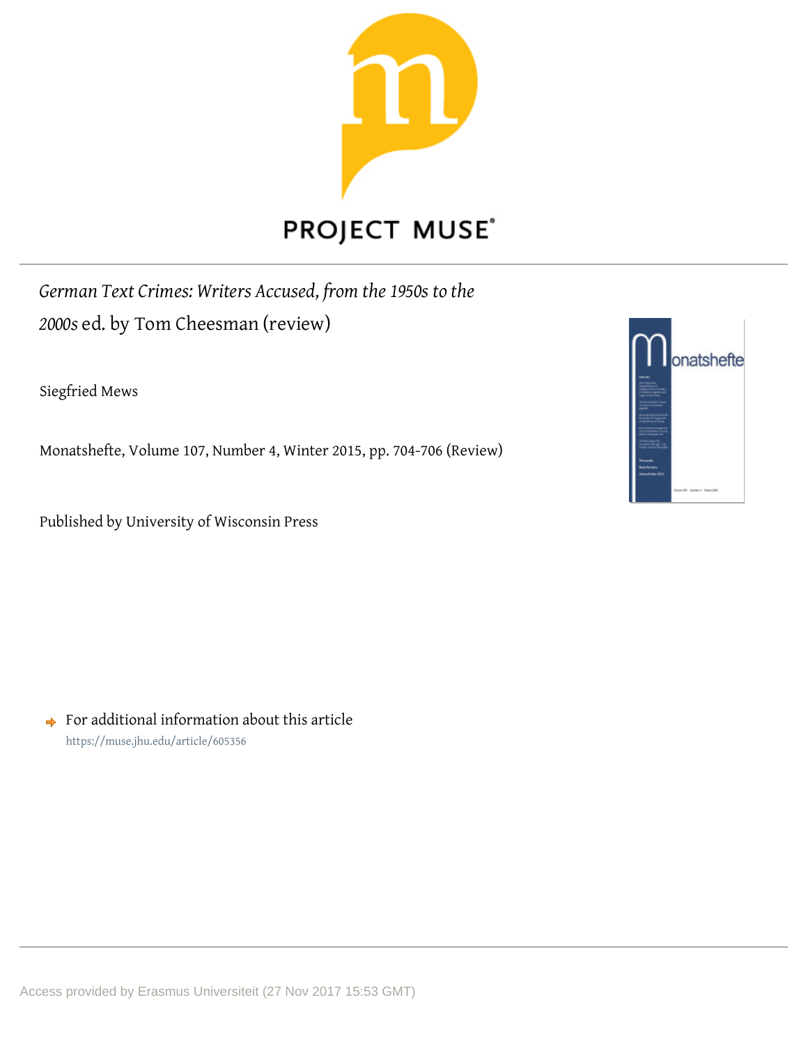PROJECT MUSE

*German Text Crimes: Writers Accused, from the 1950s to the 2000s* ed. by Tom Cheesman (review)

Siegfried Mews

Monatshefte, Volume 107, Number 4, Winter 2015, pp. 704-706 (Review)

Published by University of Wisconsin Press

For additional information about this article
https://muse.jhu.edu/article/605356

Access provided by Erasmus Universiteit (27 Nov 2017 15:53 GMT)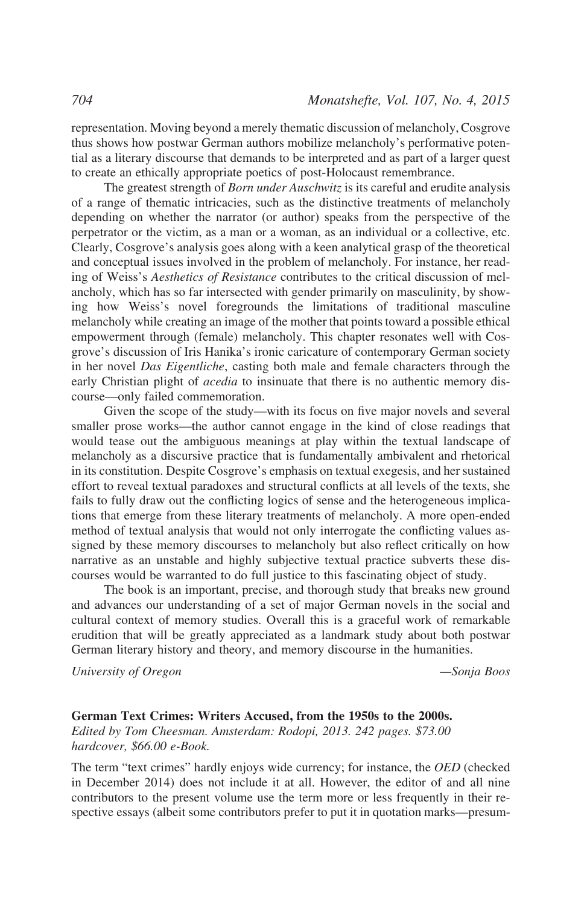representation. Moving beyond a merely thematic discussion of melancholy, Cosgrove thus shows how postwar German authors mobilize melancholy's performative potential as a literary discourse that demands to be interpreted and as part of a larger quest to create an ethically appropriate poetics of post-Holocaust remembrance.

The greatest strength of *Born under Auschwitz* is its careful and erudite analysis of a range of thematic intricacies, such as the distinctive treatments of melancholy depending on whether the narrator (or author) speaks from the perspective of the perpetrator or the victim, as a man or a woman, as an individual or a collective, etc. Clearly, Cosgrove's analysis goes along with a keen analytical grasp of the theoretical and conceptual issues involved in the problem of melancholy. For instance, her reading of Weiss's *Aesthetics of Resistance* contributes to the critical discussion of melancholy, which has so far intersected with gender primarily on masculinity, by showing how Weiss's novel foregrounds the limitations of traditional masculine melancholy while creating an image of the mother that points toward a possible ethical empowerment through (female) melancholy. This chapter resonates well with Cosgrove's discussion of Iris Hanika's ironic caricature of contemporary German society in her novel *Das Eigentliche*, casting both male and female characters through the early Christian plight of *acedia* to insinuate that there is no authentic memory discourse—only failed commemoration.

Given the scope of the study—with its focus on five major novels and several smaller prose works—the author cannot engage in the kind of close readings that would tease out the ambiguous meanings at play within the textual landscape of melancholy as a discursive practice that is fundamentally ambivalent and rhetorical in its constitution. Despite Cosgrove's emphasis on textual exegesis, and her sustained effort to reveal textual paradoxes and structural conflicts at all levels of the texts, she fails to fully draw out the conflicting logics of sense and the heterogeneous implications that emerge from these literary treatments of melancholy. A more open-ended method of textual analysis that would not only interrogate the conflicting values assigned by these memory discourses to melancholy but also reflect critically on how narrative as an unstable and highly subjective textual practice subverts these discourses would be warranted to do full justice to this fascinating object of study.

The book is an important, precise, and thorough study that breaks new ground and advances our understanding of a set of major German novels in the social and cultural context of memory studies. Overall this is a graceful work of remarkable erudition that will be greatly appreciated as a landmark study about both postwar German literary history and theory, and memory discourse in the humanities.

*University of Oregon* —*Sonja Boos*

**German Text Crimes: Writers Accused, from the 1950s to the 2000s.**
*Edited by Tom Cheesman. Amsterdam: Rodopi, 2013. 242 pages. $73.00 hardcover, $66.00 e-Book.*

The term "text crimes" hardly enjoys wide currency; for instance, the *OED* (checked in December 2014) does not include it at all. However, the editor of and all nine contributors to the present volume use the term more or less frequently in their respective essays (albeit some contributors prefer to put it in quotation marks—presum-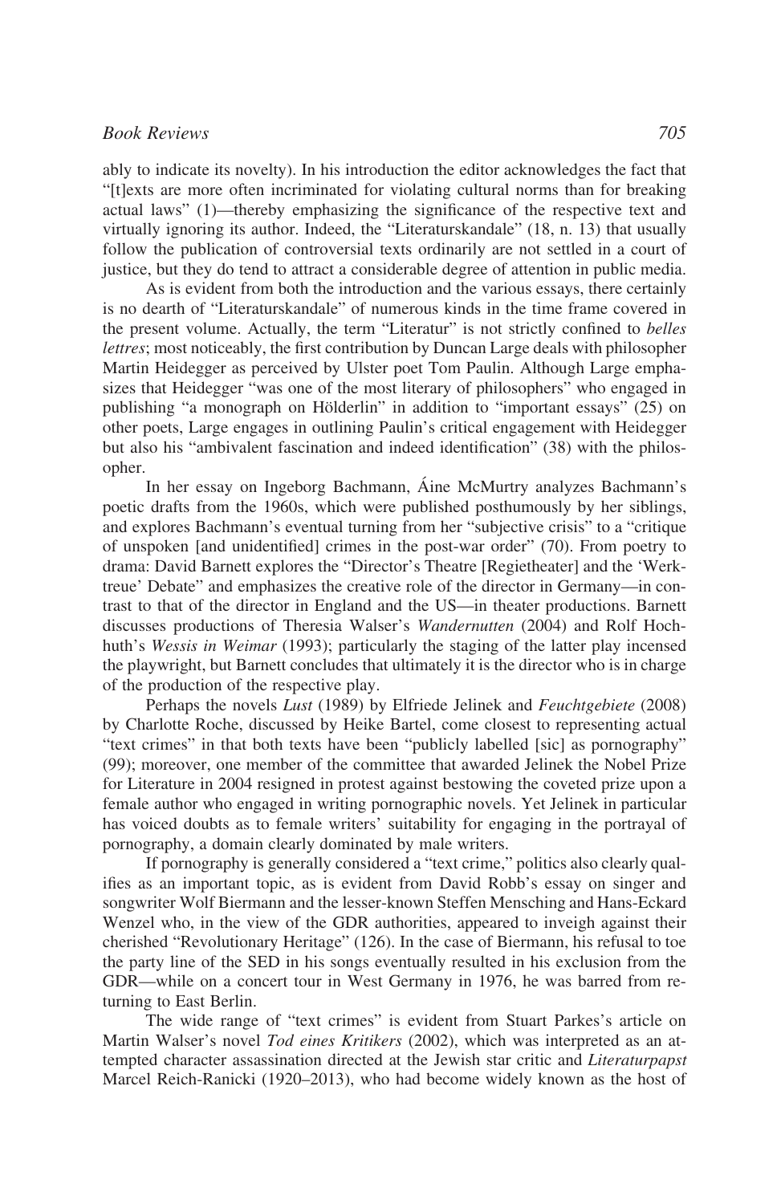ably to indicate its novelty). In his introduction the editor acknowledges the fact that "[t]exts are more often incriminated for violating cultural norms than for breaking actual laws" (1)—thereby emphasizing the significance of the respective text and virtually ignoring its author. Indeed, the "Literaturskandale" (18, n. 13) that usually follow the publication of controversial texts ordinarily are not settled in a court of justice, but they do tend to attract a considerable degree of attention in public media.

As is evident from both the introduction and the various essays, there certainly is no dearth of "Literaturskandale" of numerous kinds in the time frame covered in the present volume. Actually, the term "Literatur" is not strictly confined to *belles lettres*; most noticeably, the first contribution by Duncan Large deals with philosopher Martin Heidegger as perceived by Ulster poet Tom Paulin. Although Large emphasizes that Heidegger "was one of the most literary of philosophers" who engaged in publishing "a monograph on Hölderlin" in addition to "important essays" (25) on other poets, Large engages in outlining Paulin's critical engagement with Heidegger but also his "ambivalent fascination and indeed identification" (38) with the philosopher.

In her essay on Ingeborg Bachmann, Áine McMurtry analyzes Bachmann's poetic drafts from the 1960s, which were published posthumously by her siblings, and explores Bachmann's eventual turning from her "subjective crisis" to a "critique of unspoken [and unidentified] crimes in the post-war order" (70). From poetry to drama: David Barnett explores the "Director's Theatre [Regietheater] and the 'Werktreue' Debate" and emphasizes the creative role of the director in Germany—in contrast to that of the director in England and the US—in theater productions. Barnett discusses productions of Theresia Walser's *Wandernutten* (2004) and Rolf Hochhuth's *Wessis in Weimar* (1993); particularly the staging of the latter play incensed the playwright, but Barnett concludes that ultimately it is the director who is in charge of the production of the respective play.

Perhaps the novels *Lust* (1989) by Elfriede Jelinek and *Feuchtgebiete* (2008) by Charlotte Roche, discussed by Heike Bartel, come closest to representing actual "text crimes" in that both texts have been "publicly labelled [sic] as pornography" (99); moreover, one member of the committee that awarded Jelinek the Nobel Prize for Literature in 2004 resigned in protest against bestowing the coveted prize upon a female author who engaged in writing pornographic novels. Yet Jelinek in particular has voiced doubts as to female writers' suitability for engaging in the portrayal of pornography, a domain clearly dominated by male writers.

If pornography is generally considered a "text crime," politics also clearly qualifies as an important topic, as is evident from David Robb's essay on singer and songwriter Wolf Biermann and the lesser-known Steffen Mensching and Hans-Eckard Wenzel who, in the view of the GDR authorities, appeared to inveigh against their cherished "Revolutionary Heritage" (126). In the case of Biermann, his refusal to toe the party line of the SED in his songs eventually resulted in his exclusion from the GDR—while on a concert tour in West Germany in 1976, he was barred from returning to East Berlin.

The wide range of "text crimes" is evident from Stuart Parkes's article on Martin Walser's novel *Tod eines Kritikers* (2002), which was interpreted as an attempted character assassination directed at the Jewish star critic and *Literaturpapst* Marcel Reich-Ranicki (1920–2013), who had become widely known as the host of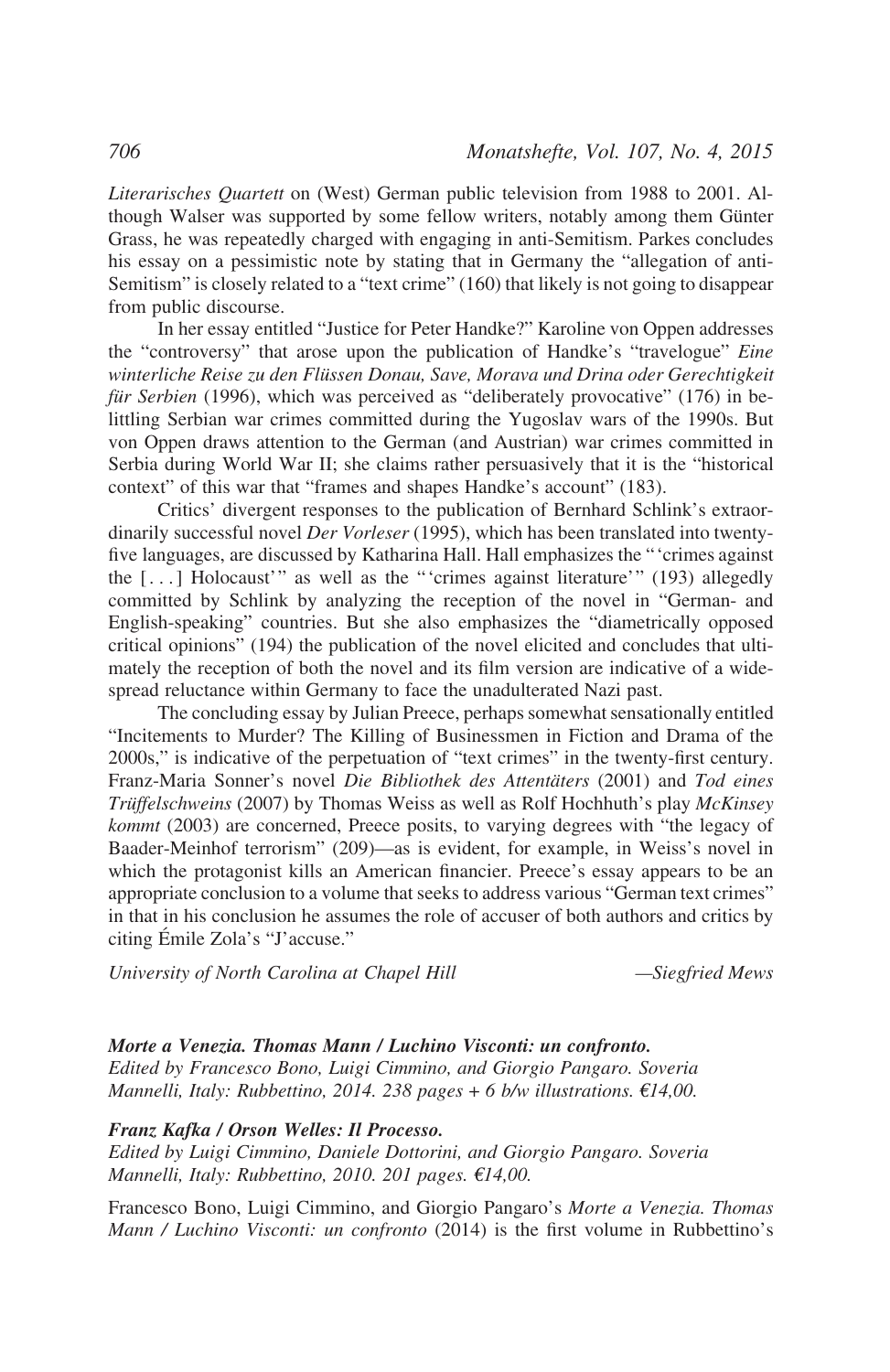*Literarisches Quartett* on (West) German public television from 1988 to 2001. Although Walser was supported by some fellow writers, notably among them Günter Grass, he was repeatedly charged with engaging in anti-Semitism. Parkes concludes his essay on a pessimistic note by stating that in Germany the "allegation of anti-Semitism" is closely related to a "text crime" (160) that likely is not going to disappear from public discourse.

In her essay entitled "Justice for Peter Handke?" Karoline von Oppen addresses the "controversy" that arose upon the publication of Handke's "travelogue" *Eine winterliche Reise zu den Flüssen Donau, Save, Morava und Drina oder Gerechtigkeit für Serbien* (1996), which was perceived as "deliberately provocative" (176) in belittling Serbian war crimes committed during the Yugoslav wars of the 1990s. But von Oppen draws attention to the German (and Austrian) war crimes committed in Serbia during World War II; she claims rather persuasively that it is the "historical context" of this war that "frames and shapes Handke's account" (183).

Critics' divergent responses to the publication of Bernhard Schlink's extraordinarily successful novel *Der Vorleser* (1995), which has been translated into twenty-five languages, are discussed by Katharina Hall. Hall emphasizes the "'crimes against the [...] Holocaust'" as well as the "'crimes against literature'" (193) allegedly committed by Schlink by analyzing the reception of the novel in "German- and English-speaking" countries. But she also emphasizes the "diametrically opposed critical opinions" (194) the publication of the novel elicited and concludes that ultimately the reception of both the novel and its film version are indicative of a widespread reluctance within Germany to face the unadulterated Nazi past.

The concluding essay by Julian Preece, perhaps somewhat sensationally entitled "Incitements to Murder? The Killing of Businessmen in Fiction and Drama of the 2000s," is indicative of the perpetuation of "text crimes" in the twenty-first century. Franz-Maria Sonner's novel *Die Bibliothek des Attentäters* (2001) and *Tod eines Trüffelschweins* (2007) by Thomas Weiss as well as Rolf Hochhuth's play *McKinsey kommt* (2003) are concerned, Preece posits, to varying degrees with "the legacy of Baader-Meinhof terrorism" (209)—as is evident, for example, in Weiss's novel in which the protagonist kills an American financier. Preece's essay appears to be an appropriate conclusion to a volume that seeks to address various "German text crimes" in that in his conclusion he assumes the role of accuser of both authors and critics by citing Émile Zola's "J'accuse."

*University of North Carolina at Chapel Hill* —*Siegfried Mews*

***Morte a Venezia. Thomas Mann / Luchino Visconti: un confronto.***
*Edited by Francesco Bono, Luigi Cimmino, and Giorgio Pangaro. Soveria Mannelli, Italy: Rubbettino, 2014. 238 pages + 6 b/w illustrations. €14,00.*

***Franz Kafka / Orson Welles: Il Processo.***
*Edited by Luigi Cimmino, Daniele Dottorini, and Giorgio Pangaro. Soveria Mannelli, Italy: Rubbettino, 2010. 201 pages. €14,00.*

Francesco Bono, Luigi Cimmino, and Giorgio Pangaro's *Morte a Venezia. Thomas Mann / Luchino Visconti: un confronto* (2014) is the first volume in Rubbettino's